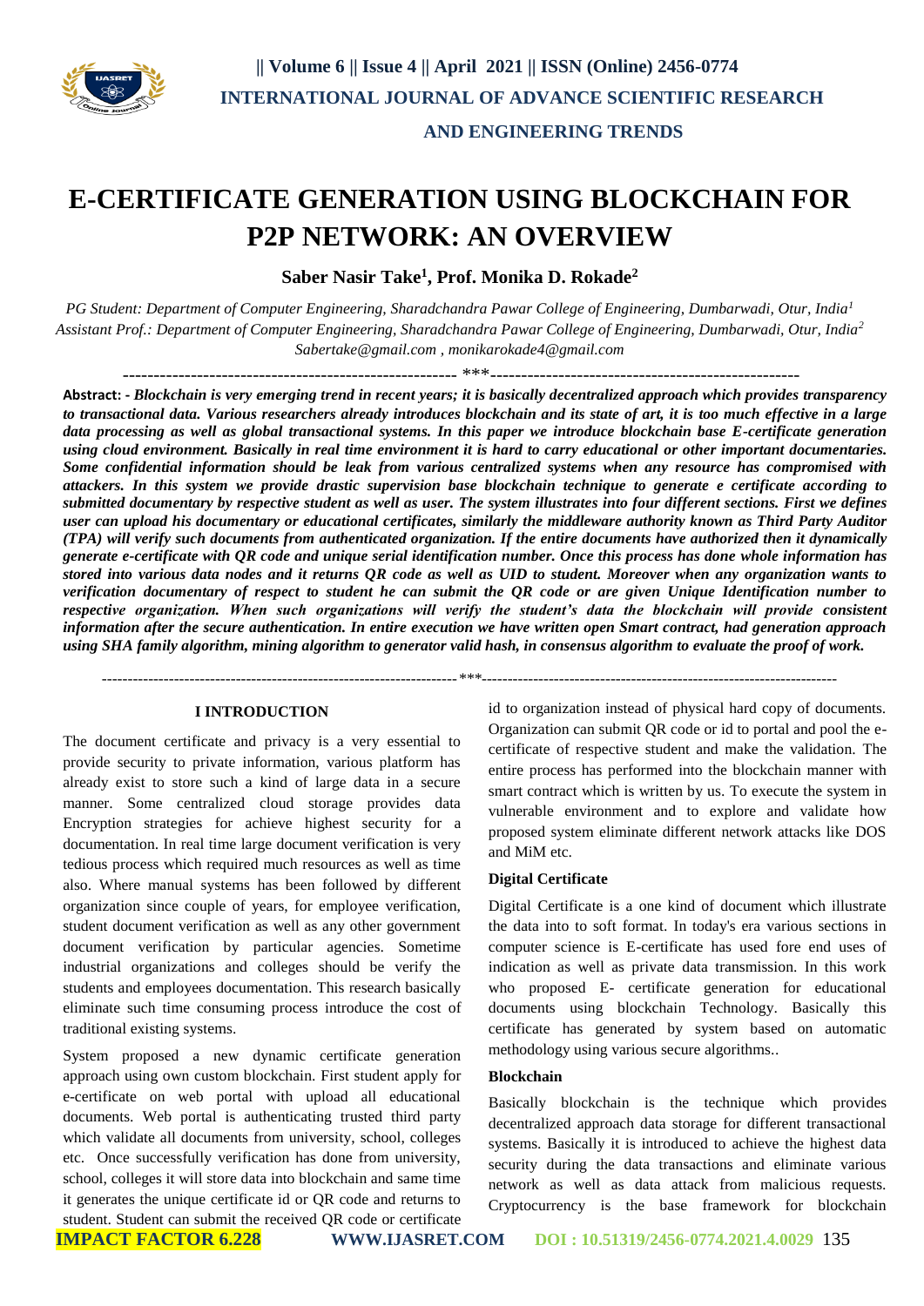# E-CERTIFICATE GENERATION USING BLOCKCHAIN FOR P2P NETWORK: AN OVERVIEW

**Saber Nasir Take[1], Prof. Monika D. Rokade[2]**

*PG Student: Department of Computer Engineering, Sharadchandra Pawar College of Engineering, Dumbarwadi, Otur, India[1]*
*Assistant Prof.: Department of Computer Engineering, Sharadchandra Pawar College of Engineering, Dumbarwadi, Otur, India[2]*
*Sabertake@gmail.com , monikarokade4@gmail.com*

------------------------------------------------------- ***-------------------------------------------------------

**Abstract: -** ***Blockchain is very emerging trend in recent years; it is basically decentralized approach which provides transparency to transactional data. Various researchers already introduces blockchain and its state of art, it is too much effective in a large data processing as well as global transactional systems. In this paper we introduce blockchain base E-certificate generation using cloud environment. Basically in real time environment it is hard to carry educational or other important documentaries. Some confidential information should be leak from various centralized systems when any resource has compromised with attackers. In this system we provide drastic supervision base blockchain technique to generate e certificate according to submitted documentary by respective student as well as user. The system illustrates into four different sections. First we defines user can upload his documentary or educational certificates, similarly the middleware authority known as Third Party Auditor (TPA) will verify such documents from authenticated organization. If the entire documents have authorized then it dynamically generate e-certificate with QR code and unique serial identification number. Once this process has done whole information has stored into various data nodes and it returns QR code as well as UID to student. Moreover when any organization wants to verification documentary of respect to student he can submit the QR code or are given Unique Identification number to respective organization. When such organizations will verify the student's data the blockchain will provide consistent information after the secure authentication. In entire execution we have written open Smart contract, had generation approach using SHA family algorithm, mining algorithm to generator valid hash, in consensus algorithm to evaluate the proof of work.***

------------------------------------------------------- ***-------------------------------------------------------

## I INTRODUCTION

The document certificate and privacy is a very essential to provide security to private information, various platform has already exist to store such a kind of large data in a secure manner. Some centralized cloud storage provides data Encryption strategies for achieve highest security for a documentation. In real time large document verification is very tedious process which required much resources as well as time also. Where manual systems has been followed by different organization since couple of years, for employee verification, student document verification as well as any other government document verification by particular agencies. Sometime industrial organizations and colleges should be verify the students and employees documentation. This research basically eliminate such time consuming process introduce the cost of traditional existing systems.

System proposed a new dynamic certificate generation approach using own custom blockchain. First student apply for e-certificate on web portal with upload all educational documents. Web portal is authenticating trusted third party which validate all documents from university, school, colleges etc. Once successfully verification has done from university, school, colleges it will store data into blockchain and same time it generates the unique certificate id or QR code and returns to student. Student can submit the received QR code or certificate id to organization instead of physical hard copy of documents. Organization can submit QR code or id to portal and pool the e-certificate of respective student and make the validation. The entire process has performed into the blockchain manner with smart contract which is written by us. To execute the system in vulnerable environment and to explore and validate how proposed system eliminate different network attacks like DOS and MiM etc.

### Digital Certificate

Digital Certificate is a one kind of document which illustrate the data into to soft format. In today's era various sections in computer science is E-certificate has used fore end uses of indication as well as private data transmission. In this work who proposed E- certificate generation for educational documents using blockchain Technology. Basically this certificate has generated by system based on automatic methodology using various secure algorithms..

### Blockchain

Basically blockchain is the technique which provides decentralized approach data storage for different transactional systems. Basically it is introduced to achieve the highest data security during the data transactions and eliminate various network as well as data attack from malicious requests. Cryptocurrency is the base framework for blockchain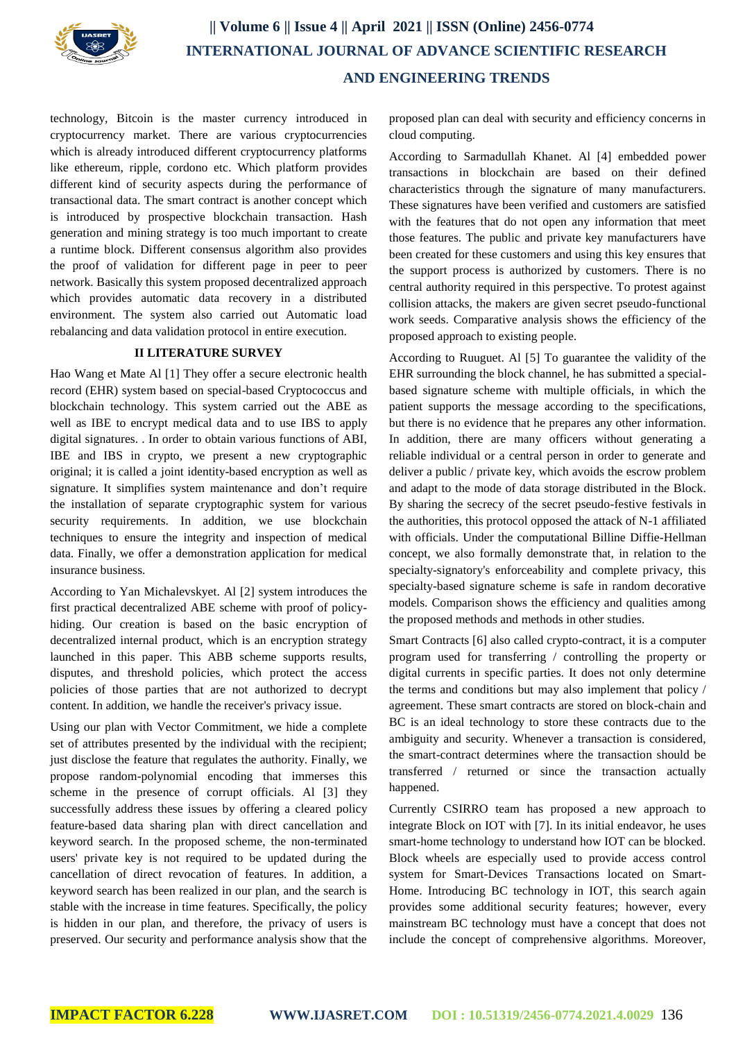technology, Bitcoin is the master currency introduced in cryptocurrency market. There are various cryptocurrencies which is already introduced different cryptocurrency platforms like ethereum, ripple, cordono etc. Which platform provides different kind of security aspects during the performance of transactional data. The smart contract is another concept which is introduced by prospective blockchain transaction. Hash generation and mining strategy is too much important to create a runtime block. Different consensus algorithm also provides the proof of validation for different page in peer to peer network. Basically this system proposed decentralized approach which provides automatic data recovery in a distributed environment. The system also carried out Automatic load rebalancing and data validation protocol in entire execution.

## II LITERATURE SURVEY

Hao Wang et Mate Al [1] They offer a secure electronic health record (EHR) system based on special-based Cryptococcus and blockchain technology. This system carried out the ABE as well as IBE to encrypt medical data and to use IBS to apply digital signatures. . In order to obtain various functions of ABI, IBE and IBS in crypto, we present a new cryptographic original; it is called a joint identity-based encryption as well as signature. It simplifies system maintenance and don't require the installation of separate cryptographic system for various security requirements. In addition, we use blockchain techniques to ensure the integrity and inspection of medical data. Finally, we offer a demonstration application for medical insurance business.

According to Yan Michalevskyet. Al [2] system introduces the first practical decentralized ABE scheme with proof of policy-hiding. Our creation is based on the basic encryption of decentralized internal product, which is an encryption strategy launched in this paper. This ABB scheme supports results, disputes, and threshold policies, which protect the access policies of those parties that are not authorized to decrypt content. In addition, we handle the receiver's privacy issue.

Using our plan with Vector Commitment, we hide a complete set of attributes presented by the individual with the recipient; just disclose the feature that regulates the authority. Finally, we propose random-polynomial encoding that immerses this scheme in the presence of corrupt officials. Al [3] they successfully address these issues by offering a cleared policy feature-based data sharing plan with direct cancellation and keyword search. In the proposed scheme, the non-terminated users' private key is not required to be updated during the cancellation of direct revocation of features. In addition, a keyword search has been realized in our plan, and the search is stable with the increase in time features. Specifically, the policy is hidden in our plan, and therefore, the privacy of users is preserved. Our security and performance analysis show that the proposed plan can deal with security and efficiency concerns in cloud computing.

According to Sarmadullah Khanet. Al [4] embedded power transactions in blockchain are based on their defined characteristics through the signature of many manufacturers. These signatures have been verified and customers are satisfied with the features that do not open any information that meet those features. The public and private key manufacturers have been created for these customers and using this key ensures that the support process is authorized by customers. There is no central authority required in this perspective. To protest against collision attacks, the makers are given secret pseudo-functional work seeds. Comparative analysis shows the efficiency of the proposed approach to existing people.

According to Ruuguet. Al [5] To guarantee the validity of the EHR surrounding the block channel, he has submitted a special-based signature scheme with multiple officials, in which the patient supports the message according to the specifications, but there is no evidence that he prepares any other information. In addition, there are many officers without generating a reliable individual or a central person in order to generate and deliver a public / private key, which avoids the escrow problem and adapt to the mode of data storage distributed in the Block. By sharing the secrecy of the secret pseudo-festive festivals in the authorities, this protocol opposed the attack of N-1 affiliated with officials. Under the computational Billine Diffie-Hellman concept, we also formally demonstrate that, in relation to the specialty-signatory's enforceability and complete privacy, this specialty-based signature scheme is safe in random decorative models. Comparison shows the efficiency and qualities among the proposed methods and methods in other studies.

Smart Contracts [6] also called crypto-contract, it is a computer program used for transferring / controlling the property or digital currents in specific parties. It does not only determine the terms and conditions but may also implement that policy / agreement. These smart contracts are stored on block-chain and BC is an ideal technology to store these contracts due to the ambiguity and security. Whenever a transaction is considered, the smart-contract determines where the transaction should be transferred / returned or since the transaction actually happened.

Currently CSIRRO team has proposed a new approach to integrate Block on IOT with [7]. In its initial endeavor, he uses smart-home technology to understand how IOT can be blocked. Block wheels are especially used to provide access control system for Smart-Devices Transactions located on Smart-Home. Introducing BC technology in IOT, this search again provides some additional security features; however, every mainstream BC technology must have a concept that does not include the concept of comprehensive algorithms. Moreover,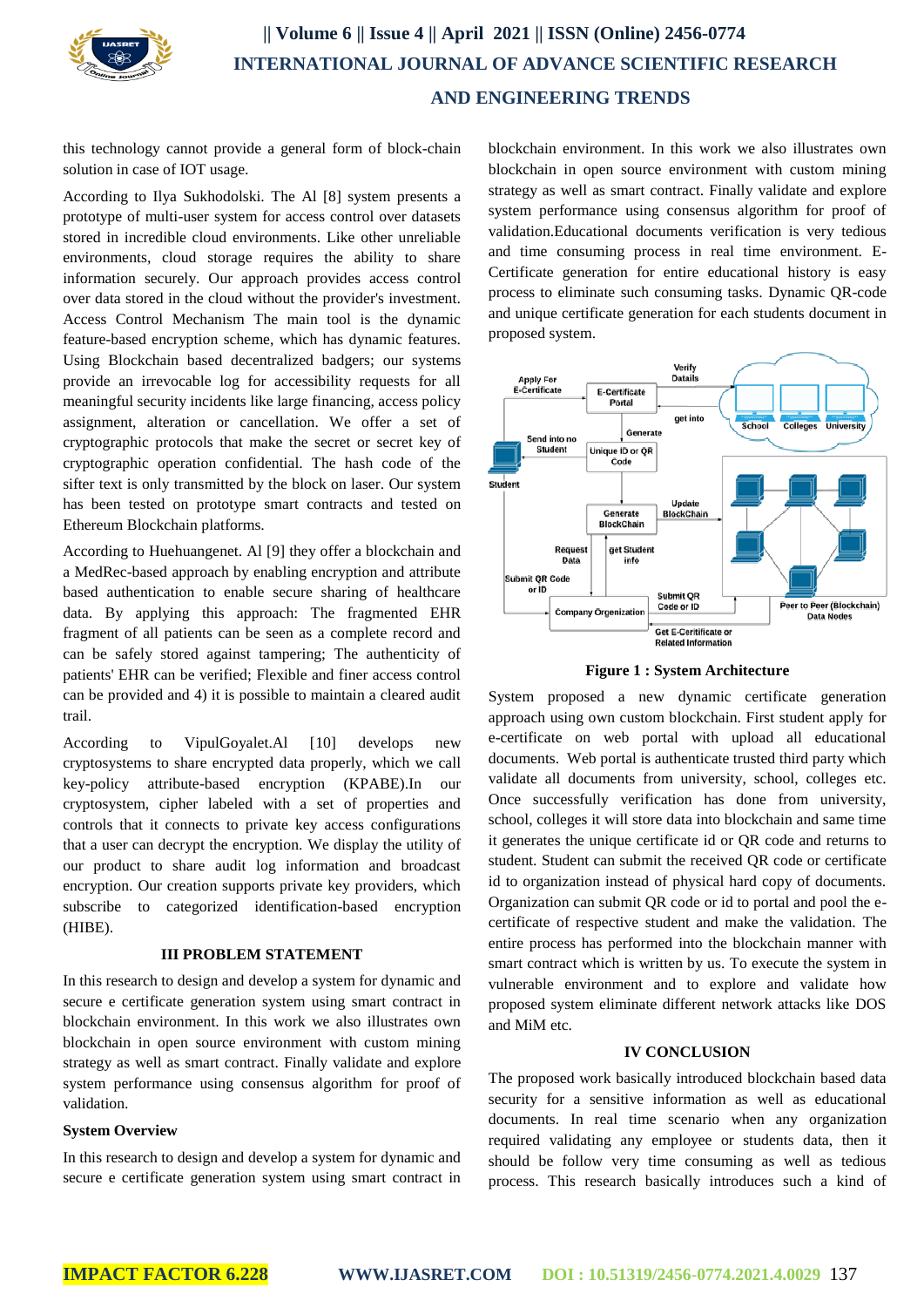this technology cannot provide a general form of block-chain solution in case of IOT usage.

According to Ilya Sukhodolski. The Al [8] system presents a prototype of multi-user system for access control over datasets stored in incredible cloud environments. Like other unreliable environments, cloud storage requires the ability to share information securely. Our approach provides access control over data stored in the cloud without the provider's investment. Access Control Mechanism The main tool is the dynamic feature-based encryption scheme, which has dynamic features. Using Blockchain based decentralized badgers; our systems provide an irrevocable log for accessibility requests for all meaningful security incidents like large financing, access policy assignment, alteration or cancellation. We offer a set of cryptographic protocols that make the secret or secret key of cryptographic operation confidential. The hash code of the sifter text is only transmitted by the block on laser. Our system has been tested on prototype smart contracts and tested on Ethereum Blockchain platforms.

According to Huehuangenet. Al [9] they offer a blockchain and a MedRec-based approach by enabling encryption and attribute based authentication to enable secure sharing of healthcare data. By applying this approach: The fragmented EHR fragment of all patients can be seen as a complete record and can be safely stored against tampering; The authenticity of patients' EHR can be verified; Flexible and finer access control can be provided and 4) it is possible to maintain a cleared audit trail.

According to VipulGoyalet.Al [10] develops new cryptosystems to share encrypted data properly, which we call key-policy attribute-based encryption (KPABE).In our cryptosystem, cipher labeled with a set of properties and controls that it connects to private key access configurations that a user can decrypt the encryption. We display the utility of our product to share audit log information and broadcast encryption. Our creation supports private key providers, which subscribe to categorized identification-based encryption (HIBE).

## III PROBLEM STATEMENT

In this research to design and develop a system for dynamic and secure e certificate generation system using smart contract in blockchain environment. In this work we also illustrates own blockchain in open source environment with custom mining strategy as well as smart contract. Finally validate and explore system performance using consensus algorithm for proof of validation.

**System Overview**

In this research to design and develop a system for dynamic and secure e certificate generation system using smart contract in blockchain environment. In this work we also illustrates own blockchain in open source environment with custom mining strategy as well as smart contract. Finally validate and explore system performance using consensus algorithm for proof of validation.Educational documents verification is very tedious and time consuming process in real time environment. E-Certificate generation for entire educational history is easy process to eliminate such consuming tasks. Dynamic QR-code and unique certificate generation for each students document in proposed system.

**Figure 1 : System Architecture**

System proposed a new dynamic certificate generation approach using own custom blockchain. First student apply for e-certificate on web portal with upload all educational documents. Web portal is authenticate trusted third party which validate all documents from university, school, colleges etc. Once successfully verification has done from university, school, colleges it will store data into blockchain and same time it generates the unique certificate id or QR code and returns to student. Student can submit the received QR code or certificate id to organization instead of physical hard copy of documents. Organization can submit QR code or id to portal and pool the e-certificate of respective student and make the validation. The entire process has performed into the blockchain manner with smart contract which is written by us. To execute the system in vulnerable environment and to explore and validate how proposed system eliminate different network attacks like DOS and MiM etc.

## IV CONCLUSION

The proposed work basically introduced blockchain based data security for a sensitive information as well as educational documents. In real time scenario when any organization required validating any employee or students data, then it should be follow very time consuming as well as tedious process. This research basically introduces such a kind of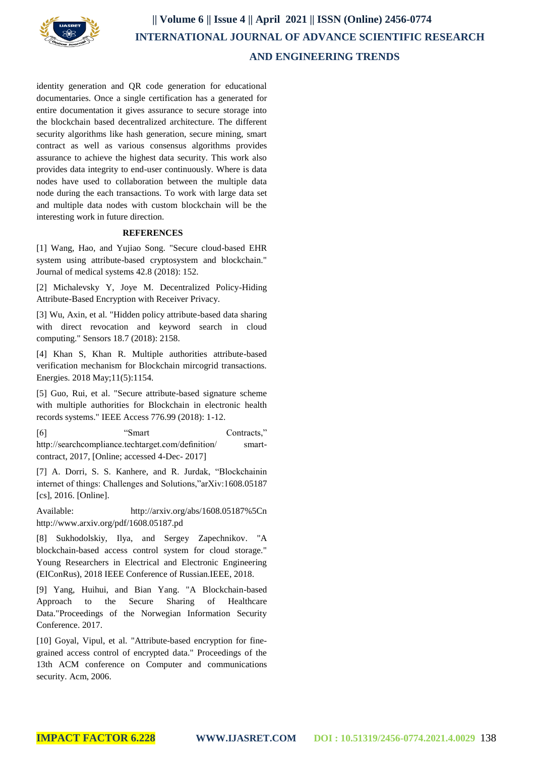identity generation and QR code generation for educational documentaries. Once a single certification has a generated for entire documentation it gives assurance to secure storage into the blockchain based decentralized architecture. The different security algorithms like hash generation, secure mining, smart contract as well as various consensus algorithms provides assurance to achieve the highest data security. This work also provides data integrity to end-user continuously. Where is data nodes have used to collaboration between the multiple data node during the each transactions. To work with large data set and multiple data nodes with custom blockchain will be the interesting work in future direction.

## REFERENCES

[1] Wang, Hao, and Yujiao Song. "Secure cloud-based EHR system using attribute-based cryptosystem and blockchain." Journal of medical systems 42.8 (2018): 152.

[2] Michalevsky Y, Joye M. Decentralized Policy-Hiding Attribute-Based Encryption with Receiver Privacy.

[3] Wu, Axin, et al. "Hidden policy attribute-based data sharing with direct revocation and keyword search in cloud computing." Sensors 18.7 (2018): 2158.

[4] Khan S, Khan R. Multiple authorities attribute-based verification mechanism for Blockchain mircogrid transactions. Energies. 2018 May;11(5):1154.

[5] Guo, Rui, et al. "Secure attribute-based signature scheme with multiple authorities for Blockchain in electronic health records systems." IEEE Access 776.99 (2018): 1-12.

[6] "Smart Contracts," http://searchcompliance.techtarget.com/definition/ smart-contract, 2017, [Online; accessed 4-Dec- 2017]

[7] A. Dorri, S. S. Kanhere, and R. Jurdak, "Blockchainin internet of things: Challenges and Solutions,"arXiv:1608.05187 [cs], 2016. [Online].

Available: http://arxiv.org/abs/1608.05187%5Cn http://www.arxiv.org/pdf/1608.05187.pd

[8] Sukhodolskiy, Ilya, and Sergey Zapechnikov. "A blockchain-based access control system for cloud storage." Young Researchers in Electrical and Electronic Engineering (EIConRus), 2018 IEEE Conference of Russian.IEEE, 2018.

[9] Yang, Huihui, and Bian Yang. "A Blockchain-based Approach to the Secure Sharing of Healthcare Data."Proceedings of the Norwegian Information Security Conference. 2017.

[10] Goyal, Vipul, et al. "Attribute-based encryption for fine-grained access control of encrypted data." Proceedings of the 13th ACM conference on Computer and communications security. Acm, 2006.